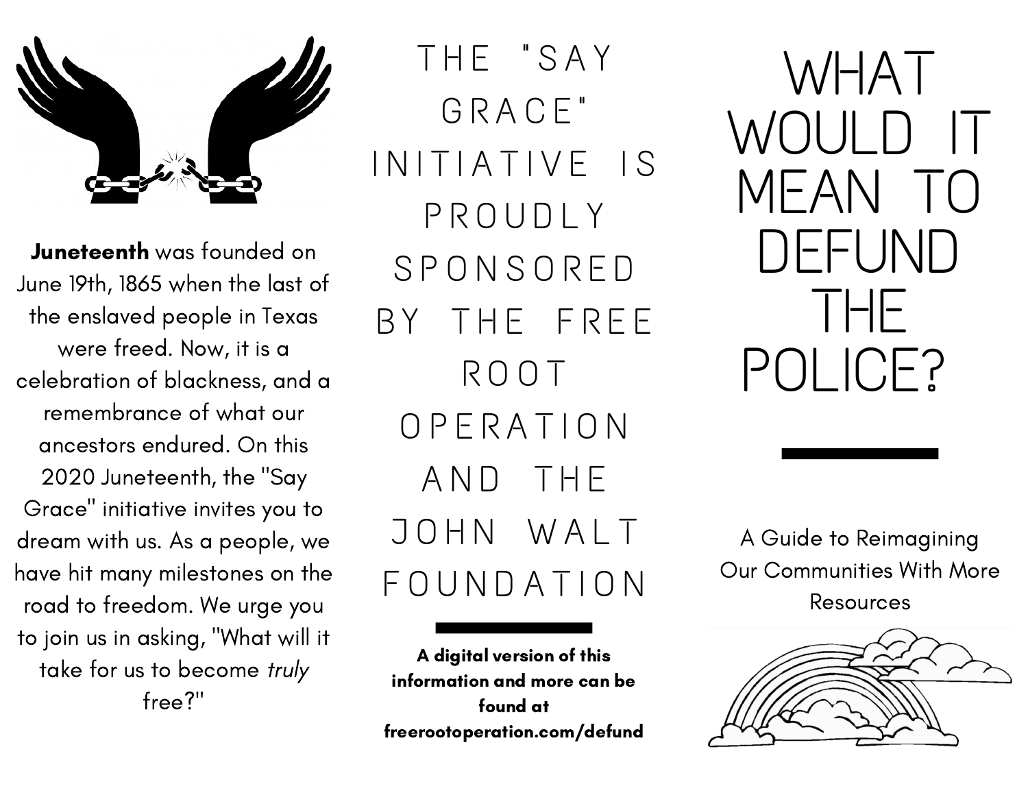# WHAT WOULD IT MEAN TO DEFUND THE POLICE?

A Guide to Reimagining Our Communities With More Resources

**Juneteenth** was founded on June 19th, 1865 when the last of the enslaved people in Texas were freed. Now, it is a celebration of blackness, and a remembrance of what our ancestors endured. On this 2020 Juneteenth, the "Say Grace" initiative invites you to dream with us. As a people, we have hit many milestones on the road to freedom. We urge you to join us in asking, "What will it take for us to become *truly* free?"

THE "SAY GRACE" INITIATIVE IS PROUDLY SPONSORED BY THE FREE ROOT OPERATION AND THE JOHN WALT FOUNDATION

**A digital version of this information and more can be found at freerootoperation.com/defund**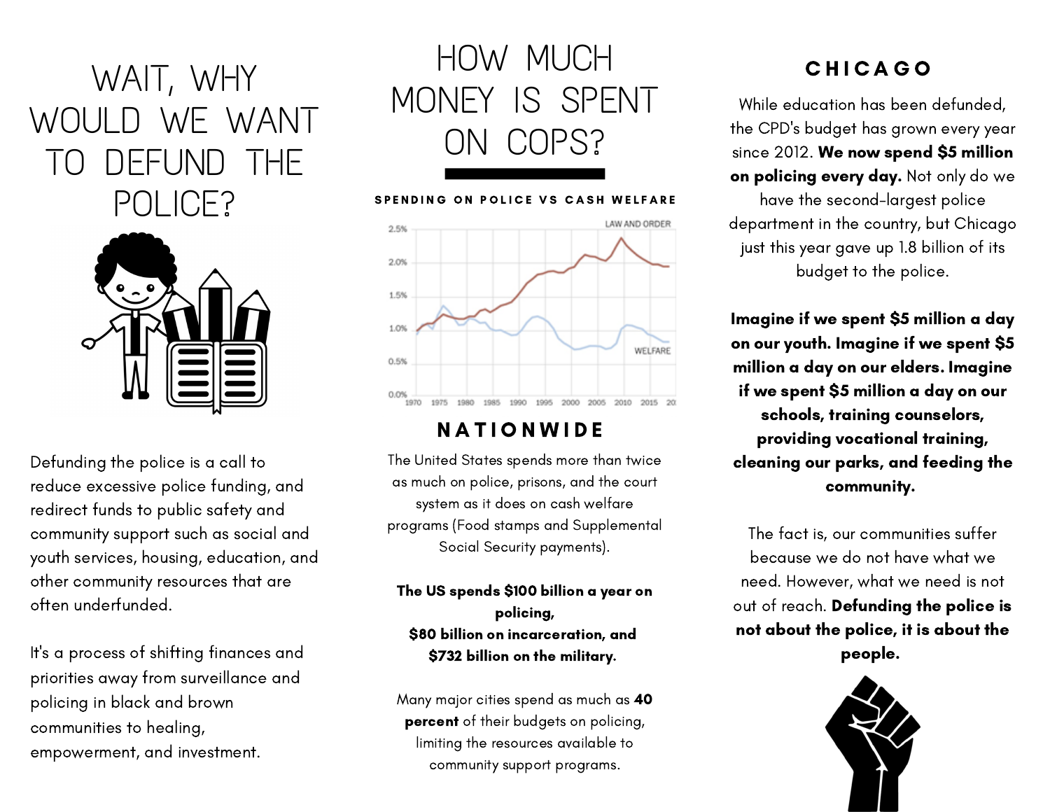# WAIT, WHY WOULD WE WANT TO DEFUND THE POLICE?

Defunding the police is a call to reduce excessive police funding, and redirect funds to public safety and community support such as social and youth services, housing, education, and other community resources that are often underfunded.

It's a process of shifting finances and priorities away from surveillance and policing in black and brown communities to healing, empowerment, and investment.

# HOW MUCH MONEY IS SPENT ON COPS?

SPENDING ON POLICE VS CASH WELFARE

LAW AND ORDER

WELFARE

2.5%
2.0%
1.5%
1.0%
0.5%
0.0%

1970 1975 1980 1985 1990 1995 2000 2005 2010 2015 20

## NATIONWIDE

The United States spends more than twice as much on police, prisons, and the court system as it does on cash welfare programs (Food stamps and Supplemental Social Security payments).

**The US spends $100 billion a year on policing, $80 billion on incarceration, and $732 billion on the military.**

Many major cities spend as much as **40 percent** of their budgets on policing, limiting the resources available to community support programs.

## CHICAGO

While education has been defunded, the CPD's budget has grown every year since 2012. **We now spend $5 million on policing every day.** Not only do we have the second-largest police department in the country, but Chicago just this year gave up 1.8 billion of its budget to the police.

**Imagine if we spent $5 million a day on our youth. Imagine if we spent $5 million a day on our elders. Imagine if we spent $5 million a day on our schools, training counselors, providing vocational training, cleaning our parks, and feeding the community.**

The fact is, our communities suffer because we do not have what we need. However, what we need is not out of reach. **Defunding the police is not about the police, it is about the people.**